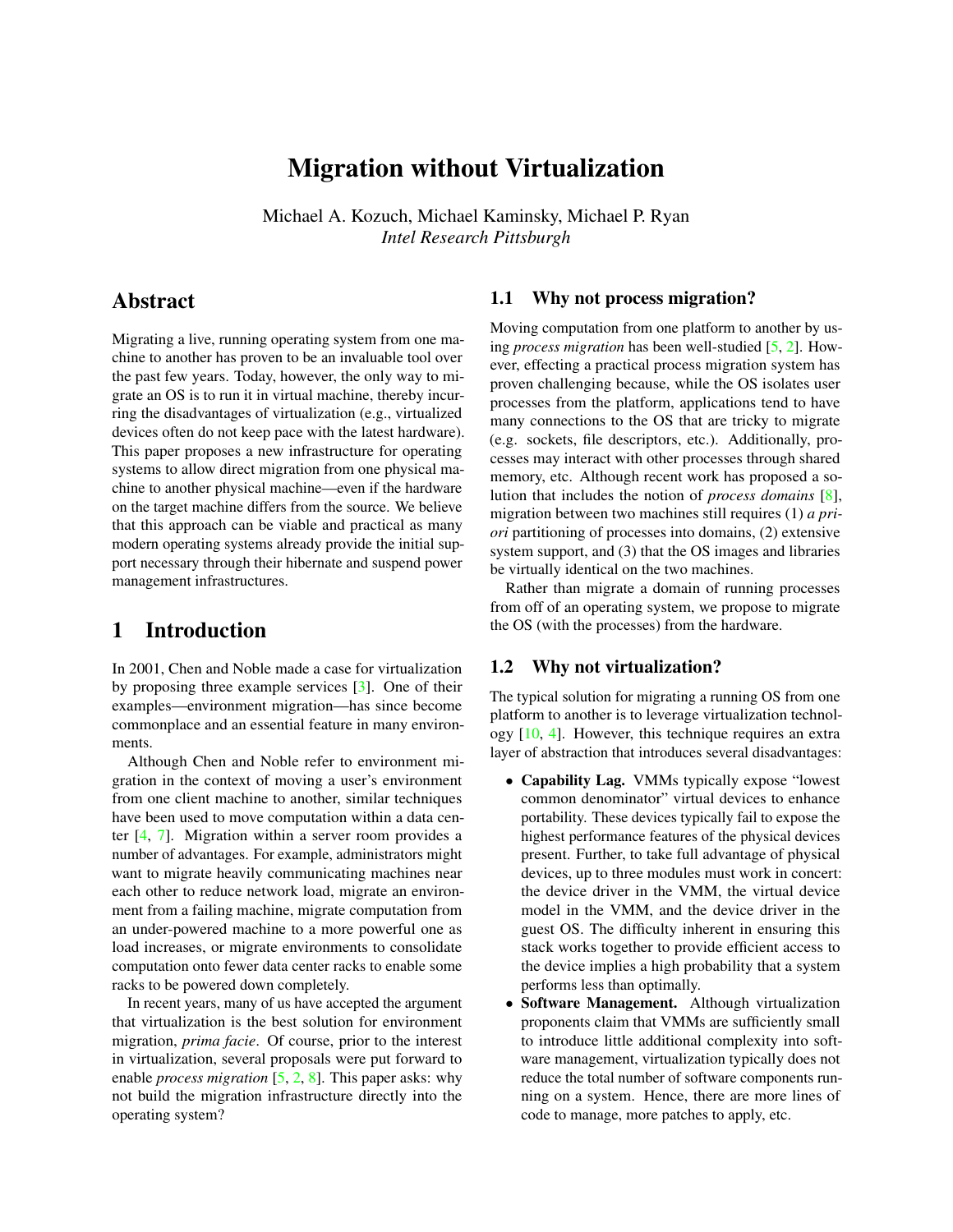# Migration without Virtualization

Michael A. Kozuch, Michael Kaminsky, Michael P. Ryan
*Intel Research Pittsburgh*

## Abstract

Migrating a live, running operating system from one machine to another has proven to be an invaluable tool over the past few years. Today, however, the only way to migrate an OS is to run it in virtual machine, thereby incurring the disadvantages of virtualization (e.g., virtualized devices often do not keep pace with the latest hardware). This paper proposes a new infrastructure for operating systems to allow direct migration from one physical machine to another physical machine—even if the hardware on the target machine differs from the source. We believe that this approach can be viable and practical as many modern operating systems already provide the initial support necessary through their hibernate and suspend power management infrastructures.

## 1 Introduction

In 2001, Chen and Noble made a case for virtualization by proposing three example services [3]. One of their examples—environment migration—has since become commonplace and an essential feature in many environments.

Although Chen and Noble refer to environment migration in the context of moving a user's environment from one client machine to another, similar techniques have been used to move computation within a data center [4, 7]. Migration within a server room provides a number of advantages. For example, administrators might want to migrate heavily communicating machines near each other to reduce network load, migrate an environment from a failing machine, migrate computation from an under-powered machine to a more powerful one as load increases, or migrate environments to consolidate computation onto fewer data center racks to enable some racks to be powered down completely.

In recent years, many of us have accepted the argument that virtualization is the best solution for environment migration, *prima facie*. Of course, prior to the interest in virtualization, several proposals were put forward to enable *process migration* [5, 2, 8]. This paper asks: why not build the migration infrastructure directly into the operating system?

### 1.1 Why not process migration?

Moving computation from one platform to another by using *process migration* has been well-studied [5, 2]. However, effecting a practical process migration system has proven challenging because, while the OS isolates user processes from the platform, applications tend to have many connections to the OS that are tricky to migrate (e.g. sockets, file descriptors, etc.). Additionally, processes may interact with other processes through shared memory, etc. Although recent work has proposed a solution that includes the notion of *process domains* [8], migration between two machines still requires (1) *a priori* partitioning of processes into domains, (2) extensive system support, and (3) that the OS images and libraries be virtually identical on the two machines.

Rather than migrate a domain of running processes from off of an operating system, we propose to migrate the OS (with the processes) from the hardware.

### 1.2 Why not virtualization?

The typical solution for migrating a running OS from one platform to another is to leverage virtualization technology [10, 4]. However, this technique requires an extra layer of abstraction that introduces several disadvantages:

- **Capability Lag.** VMMs typically expose "lowest common denominator" virtual devices to enhance portability. These devices typically fail to expose the highest performance features of the physical devices present. Further, to take full advantage of physical devices, up to three modules must work in concert: the device driver in the VMM, the virtual device model in the VMM, and the device driver in the guest OS. The difficulty inherent in ensuring this stack works together to provide efficient access to the device implies a high probability that a system performs less than optimally.
- **Software Management.** Although virtualization proponents claim that VMMs are sufficiently small to introduce little additional complexity into software management, virtualization typically does not reduce the total number of software components running on a system. Hence, there are more lines of code to manage, more patches to apply, etc.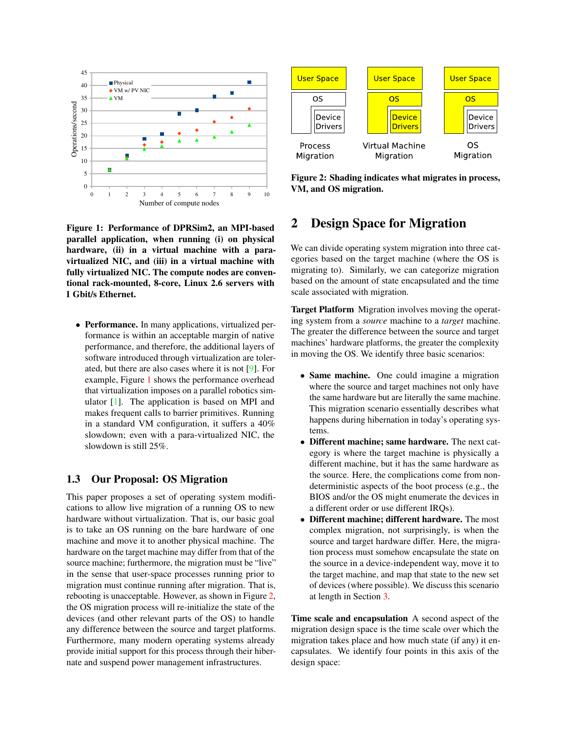Figure 1: Performance of DPRSim2, an MPI-based parallel application, when running (i) on physical hardware, (ii) in a virtual machine with a para-virtualized NIC, and (iii) in a virtual machine with fully virtualized NIC. The compute nodes are conventional rack-mounted, 8-core, Linux 2.6 servers with 1 Gbit/s Ethernet.

- **Performance.** In many applications, virtualized performance is within an acceptable margin of native performance, and therefore, the additional layers of software introduced through virtualization are tolerated, but there are also cases where it is not [9]. For example, Figure 1 shows the performance overhead that virtualization imposes on a parallel robotics simulator [1]. The application is based on MPI and makes frequent calls to barrier primitives. Running in a standard VM configuration, it suffers a 40% slowdown; even with a para-virtualized NIC, the slowdown is still 25%.

### 1.3 Our Proposal: OS Migration

This paper proposes a set of operating system modifications to allow live migration of a running OS to new hardware without virtualization. That is, our basic goal is to take an OS running on the bare hardware of one machine and move it to another physical machine. The hardware on the target machine may differ from that of the source machine; furthermore, the migration must be "live" in the sense that user-space processes running prior to migration must continue running after migration. That is, rebooting is unacceptable. However, as shown in Figure 2, the OS migration process will re-initialize the state of the devices (and other relevant parts of the OS) to handle any difference between the source and target platforms. Furthermore, many modern operating systems already provide initial support for this process through their hibernate and suspend power management infrastructures.

Figure 2: Shading indicates what migrates in process, VM, and OS migration.

## 2 Design Space for Migration

We can divide operating system migration into three categories based on the target machine (where the OS is migrating to). Similarly, we can categorize migration based on the amount of state encapsulated and the time scale associated with migration.

**Target Platform** Migration involves moving the operating system from a *source* machine to a *target* machine. The greater the difference between the source and target machines' hardware platforms, the greater the complexity in moving the OS. We identify three basic scenarios:

- **Same machine.** One could imagine a migration where the source and target machines not only have the same hardware but are literally the same machine. This migration scenario essentially describes what happens during hibernation in today's operating systems.
- **Different machine; same hardware.** The next category is where the target machine is physically a different machine, but it has the same hardware as the source. Here, the complications come from nondeterministic aspects of the boot process (e.g., the BIOS and/or the OS might enumerate the devices in a different order or use different IRQs).
- **Different machine; different hardware.** The most complex migration, not surprisingly, is when the source and target hardware differ. Here, the migration process must somehow encapsulate the state on the source in a device-independent way, move it to the target machine, and map that state to the new set of devices (where possible). We discuss this scenario at length in Section 3.

**Time scale and encapsulation** A second aspect of the migration design space is the time scale over which the migration takes place and how much state (if any) it encapsulates. We identify four points in this axis of the design space: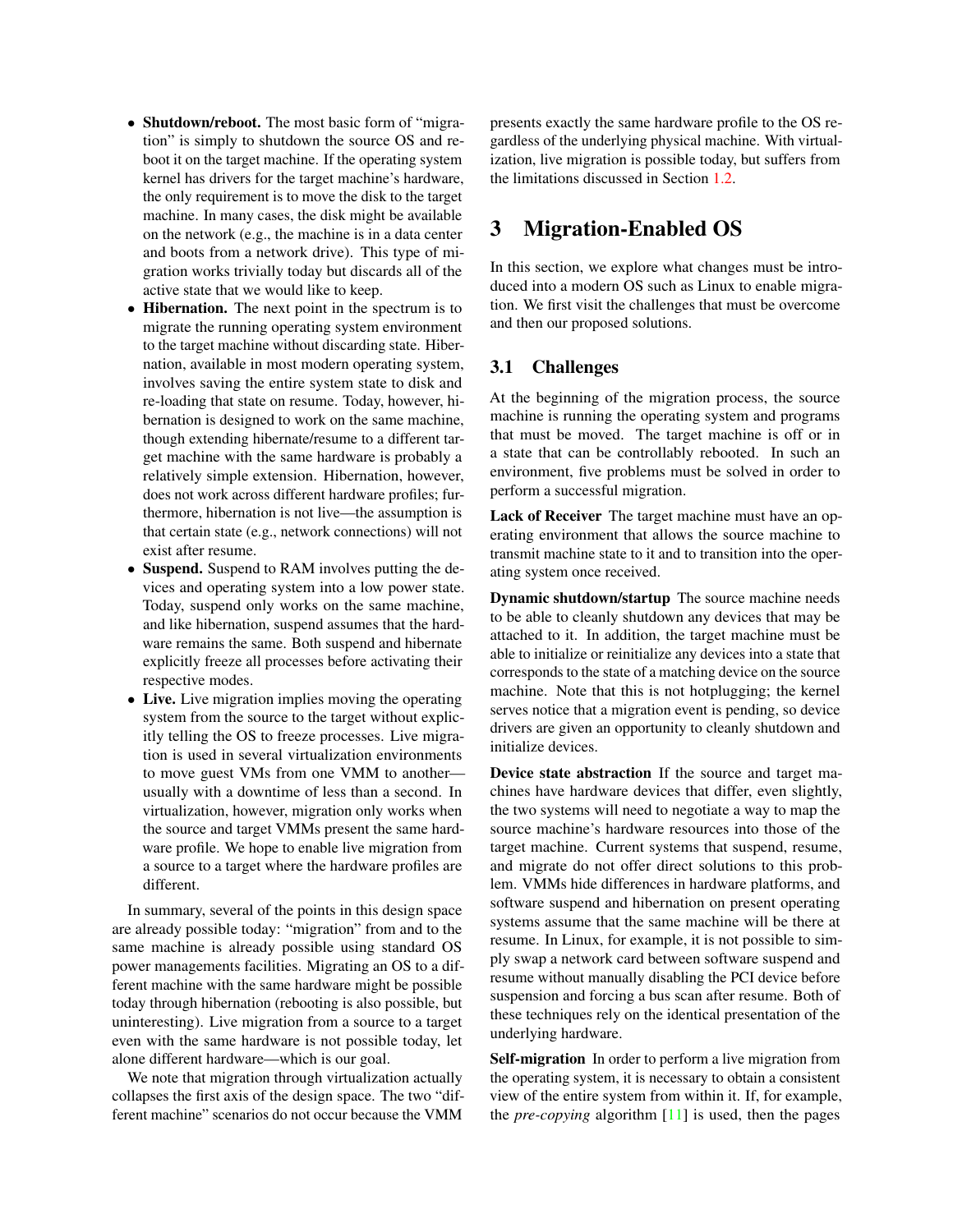- **Shutdown/reboot.** The most basic form of "migration" is simply to shutdown the source OS and reboot it on the target machine. If the operating system kernel has drivers for the target machine's hardware, the only requirement is to move the disk to the target machine. In many cases, the disk might be available on the network (e.g., the machine is in a data center and boots from a network drive). This type of migration works trivially today but discards all of the active state that we would like to keep.
- **Hibernation.** The next point in the spectrum is to migrate the running operating system environment to the target machine without discarding state. Hibernation, available in most modern operating system, involves saving the entire system state to disk and re-loading that state on resume. Today, however, hibernation is designed to work on the same machine, though extending hibernate/resume to a different target machine with the same hardware is probably a relatively simple extension. Hibernation, however, does not work across different hardware profiles; furthermore, hibernation is not live—the assumption is that certain state (e.g., network connections) will not exist after resume.
- **Suspend.** Suspend to RAM involves putting the devices and operating system into a low power state. Today, suspend only works on the same machine, and like hibernation, suspend assumes that the hardware remains the same. Both suspend and hibernate explicitly freeze all processes before activating their respective modes.
- **Live.** Live migration implies moving the operating system from the source to the target without explicitly telling the OS to freeze processes. Live migration is used in several virtualization environments to move guest VMs from one VMM to another—usually with a downtime of less than a second. In virtualization, however, migration only works when the source and target VMMs present the same hardware profile. We hope to enable live migration from a source to a target where the hardware profiles are different.

In summary, several of the points in this design space are already possible today: "migration" from and to the same machine is already possible using standard OS power managements facilities. Migrating an OS to a different machine with the same hardware might be possible today through hibernation (rebooting is also possible, but uninteresting). Live migration from a source to a target even with the same hardware is not possible today, let alone different hardware—which is our goal.

We note that migration through virtualization actually collapses the first axis of the design space. The two "different machine" scenarios do not occur because the VMM presents exactly the same hardware profile to the OS regardless of the underlying physical machine. With virtualization, live migration is possible today, but suffers from the limitations discussed in Section 1.2.

# 3 Migration-Enabled OS

In this section, we explore what changes must be introduced into a modern OS such as Linux to enable migration. We first visit the challenges that must be overcome and then our proposed solutions.

## 3.1 Challenges

At the beginning of the migration process, the source machine is running the operating system and programs that must be moved. The target machine is off or in a state that can be controllably rebooted. In such an environment, five problems must be solved in order to perform a successful migration.

**Lack of Receiver** The target machine must have an operating environment that allows the source machine to transmit machine state to it and to transition into the operating system once received.

**Dynamic shutdown/startup** The source machine needs to be able to cleanly shutdown any devices that may be attached to it. In addition, the target machine must be able to initialize or reinitialize any devices into a state that corresponds to the state of a matching device on the source machine. Note that this is not hotplugging; the kernel serves notice that a migration event is pending, so device drivers are given an opportunity to cleanly shutdown and initialize devices.

**Device state abstraction** If the source and target machines have hardware devices that differ, even slightly, the two systems will need to negotiate a way to map the source machine's hardware resources into those of the target machine. Current systems that suspend, resume, and migrate do not offer direct solutions to this problem. VMMs hide differences in hardware platforms, and software suspend and hibernation on present operating systems assume that the same machine will be there at resume. In Linux, for example, it is not possible to simply swap a network card between software suspend and resume without manually disabling the PCI device before suspension and forcing a bus scan after resume. Both of these techniques rely on the identical presentation of the underlying hardware.

**Self-migration** In order to perform a live migration from the operating system, it is necessary to obtain a consistent view of the entire system from within it. If, for example, the *pre-copying* algorithm [11] is used, then the pages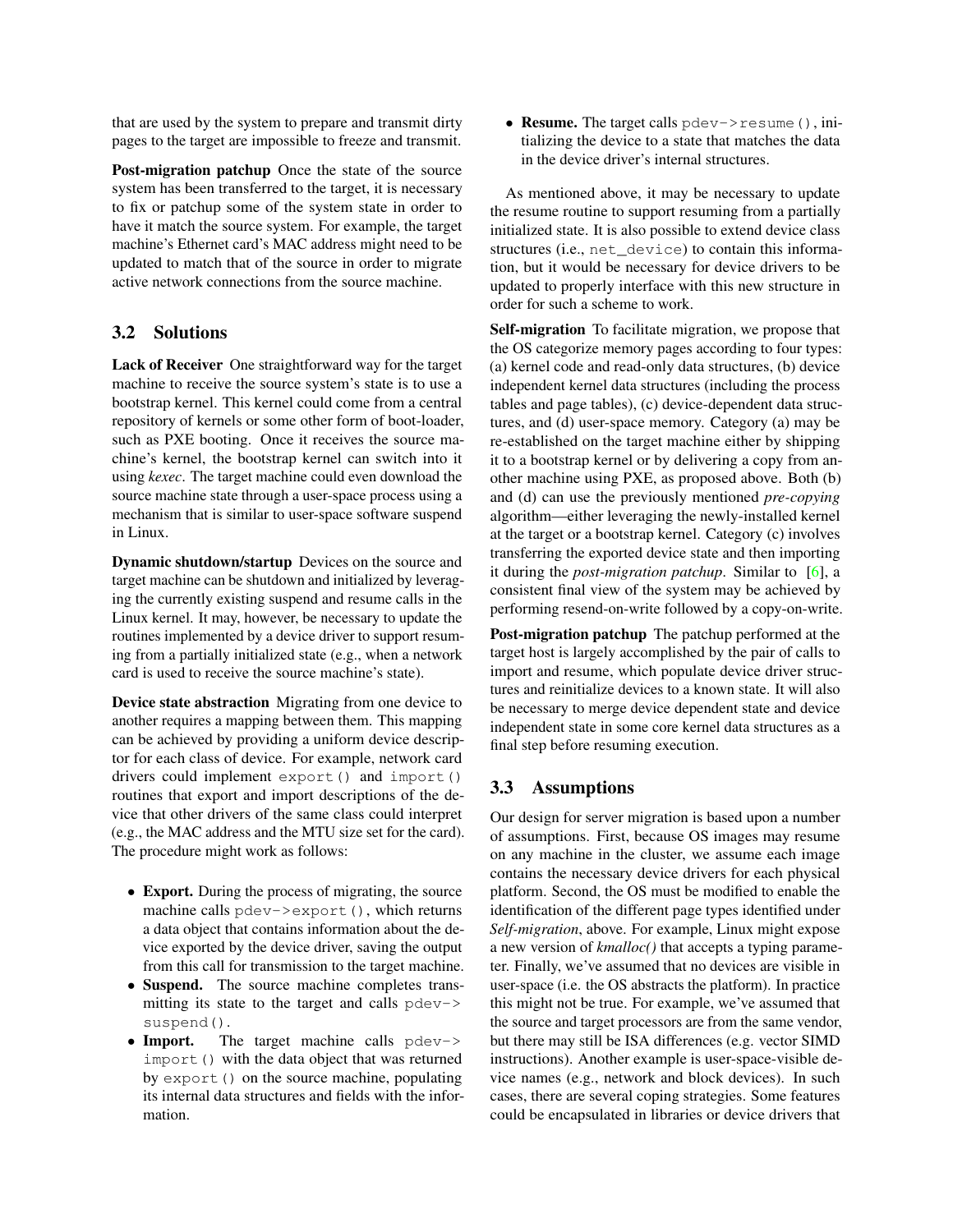that are used by the system to prepare and transmit dirty pages to the target are impossible to freeze and transmit.

**Post-migration patchup** Once the state of the source system has been transferred to the target, it is necessary to fix or patchup some of the system state in order to have it match the source system. For example, the target machine's Ethernet card's MAC address might need to be updated to match that of the source in order to migrate active network connections from the source machine.

## 3.2 Solutions

**Lack of Receiver** One straightforward way for the target machine to receive the source system's state is to use a bootstrap kernel. This kernel could come from a central repository of kernels or some other form of boot-loader, such as PXE booting. Once it receives the source machine's kernel, the bootstrap kernel can switch into it using *kexec*. The target machine could even download the source machine state through a user-space process using a mechanism that is similar to user-space software suspend in Linux.

**Dynamic shutdown/startup** Devices on the source and target machine can be shutdown and initialized by leveraging the currently existing suspend and resume calls in the Linux kernel. It may, however, be necessary to update the routines implemented by a device driver to support resuming from a partially initialized state (e.g., when a network card is used to receive the source machine's state).

**Device state abstraction** Migrating from one device to another requires a mapping between them. This mapping can be achieved by providing a uniform device descriptor for each class of device. For example, network card drivers could implement `export()` and `import()` routines that export and import descriptions of the device that other drivers of the same class could interpret (e.g., the MAC address and the MTU size set for the card). The procedure might work as follows:

- **Export.** During the process of migrating, the source machine calls `pdev->export()`, which returns a data object that contains information about the device exported by the device driver, saving the output from this call for transmission to the target machine.
- **Suspend.** The source machine completes transmitting its state to the target and calls `pdev->suspend()`.
- **Import.** The target machine calls `pdev->import()` with the data object that was returned by `export()` on the source machine, populating its internal data structures and fields with the information.
- **Resume.** The target calls `pdev->resume()`, initializing the device to a state that matches the data in the device driver's internal structures.

As mentioned above, it may be necessary to update the resume routine to support resuming from a partially initialized state. It is also possible to extend device class structures (i.e., `net_device`) to contain this information, but it would be necessary for device drivers to be updated to properly interface with this new structure in order for such a scheme to work.

**Self-migration** To facilitate migration, we propose that the OS categorize memory pages according to four types: (a) kernel code and read-only data structures, (b) device independent kernel data structures (including the process tables and page tables), (c) device-dependent data structures, and (d) user-space memory. Category (a) may be re-established on the target machine either by shipping it to a bootstrap kernel or by delivering a copy from another machine using PXE, as proposed above. Both (b) and (d) can use the previously mentioned *pre-copying* algorithm—either leveraging the newly-installed kernel at the target or a bootstrap kernel. Category (c) involves transferring the exported device state and then importing it during the *post-migration patchup*. Similar to [6], a consistent final view of the system may be achieved by performing resend-on-write followed by a copy-on-write.

**Post-migration patchup** The patchup performed at the target host is largely accomplished by the pair of calls to import and resume, which populate device driver structures and reinitialize devices to a known state. It will also be necessary to merge device dependent state and device independent state in some core kernel data structures as a final step before resuming execution.

## 3.3 Assumptions

Our design for server migration is based upon a number of assumptions. First, because OS images may resume on any machine in the cluster, we assume each image contains the necessary device drivers for each physical platform. Second, the OS must be modified to enable the identification of the different page types identified under *Self-migration*, above. For example, Linux might expose a new version of *kmalloc()* that accepts a typing parameter. Finally, we've assumed that no devices are visible in user-space (i.e. the OS abstracts the platform). In practice this might not be true. For example, we've assumed that the source and target processors are from the same vendor, but there may still be ISA differences (e.g. vector SIMD instructions). Another example is user-space-visible device names (e.g., network and block devices). In such cases, there are several coping strategies. Some features could be encapsulated in libraries or device drivers that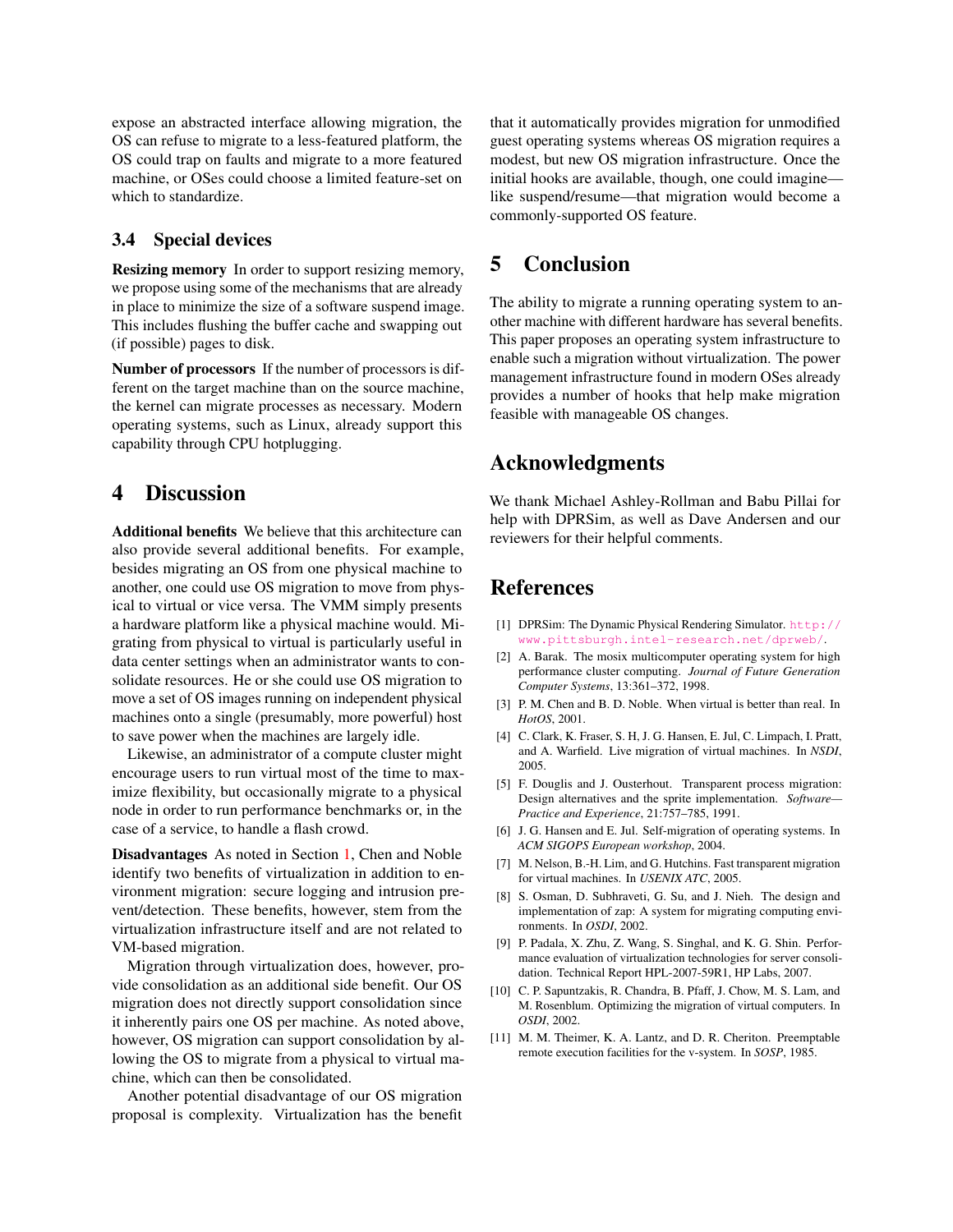expose an abstracted interface allowing migration, the OS can refuse to migrate to a less-featured platform, the OS could trap on faults and migrate to a more featured machine, or OSes could choose a limited feature-set on which to standardize.

### 3.4 Special devices

**Resizing memory** In order to support resizing memory, we propose using some of the mechanisms that are already in place to minimize the size of a software suspend image. This includes flushing the buffer cache and swapping out (if possible) pages to disk.

**Number of processors** If the number of processors is different on the target machine than on the source machine, the kernel can migrate processes as necessary. Modern operating systems, such as Linux, already support this capability through CPU hotplugging.

## 4 Discussion

**Additional benefits** We believe that this architecture can also provide several additional benefits. For example, besides migrating an OS from one physical machine to another, one could use OS migration to move from physical to virtual or vice versa. The VMM simply presents a hardware platform like a physical machine would. Migrating from physical to virtual is particularly useful in data center settings when an administrator wants to consolidate resources. He or she could use OS migration to move a set of OS images running on independent physical machines onto a single (presumably, more powerful) host to save power when the machines are largely idle.

Likewise, an administrator of a compute cluster might encourage users to run virtual most of the time to maximize flexibility, but occasionally migrate to a physical node in order to run performance benchmarks or, in the case of a service, to handle a flash crowd.

**Disadvantages** As noted in Section 1, Chen and Noble identify two benefits of virtualization in addition to environment migration: secure logging and intrusion prevent/detection. These benefits, however, stem from the virtualization infrastructure itself and are not related to VM-based migration.

Migration through virtualization does, however, provide consolidation as an additional side benefit. Our OS migration does not directly support consolidation since it inherently pairs one OS per machine. As noted above, however, OS migration can support consolidation by allowing the OS to migrate from a physical to virtual machine, which can then be consolidated.

Another potential disadvantage of our OS migration proposal is complexity. Virtualization has the benefit that it automatically provides migration for unmodified guest operating systems whereas OS migration requires a modest, but new OS migration infrastructure. Once the initial hooks are available, though, one could imagine—like suspend/resume—that migration would become a commonly-supported OS feature.

## 5 Conclusion

The ability to migrate a running operating system to another machine with different hardware has several benefits. This paper proposes an operating system infrastructure to enable such a migration without virtualization. The power management infrastructure found in modern OSes already provides a number of hooks that help make migration feasible with manageable OS changes.

## Acknowledgments

We thank Michael Ashley-Rollman and Babu Pillai for help with DPRSim, as well as Dave Andersen and our reviewers for their helpful comments.

## References

[1] DPRSim: The Dynamic Physical Rendering Simulator. http://www.pittsburgh.intel-research.net/dprweb/.

[2] A. Barak. The mosix multicomputer operating system for high performance cluster computing. *Journal of Future Generation Computer Systems*, 13:361–372, 1998.

[3] P. M. Chen and B. D. Noble. When virtual is better than real. In *HotOS*, 2001.

[4] C. Clark, K. Fraser, S. H, J. G. Hansen, E. Jul, C. Limpach, I. Pratt, and A. Warfield. Live migration of virtual machines. In *NSDI*, 2005.

[5] F. Douglis and J. Ousterhout. Transparent process migration: Design alternatives and the sprite implementation. *Software—Practice and Experience*, 21:757–785, 1991.

[6] J. G. Hansen and E. Jul. Self-migration of operating systems. In *ACM SIGOPS European workshop*, 2004.

[7] M. Nelson, B.-H. Lim, and G. Hutchins. Fast transparent migration for virtual machines. In *USENIX ATC*, 2005.

[8] S. Osman, D. Subhraveti, G. Su, and J. Nieh. The design and implementation of zap: A system for migrating computing environments. In *OSDI*, 2002.

[9] P. Padala, X. Zhu, Z. Wang, S. Singhal, and K. G. Shin. Performance evaluation of virtualization technologies for server consolidation. Technical Report HPL-2007-59R1, HP Labs, 2007.

[10] C. P. Sapuntzakis, R. Chandra, B. Pfaff, J. Chow, M. S. Lam, and M. Rosenblum. Optimizing the migration of virtual computers. In *OSDI*, 2002.

[11] M. M. Theimer, K. A. Lantz, and D. R. Cheriton. Preemptable remote execution facilities for the v-system. In *SOSP*, 1985.